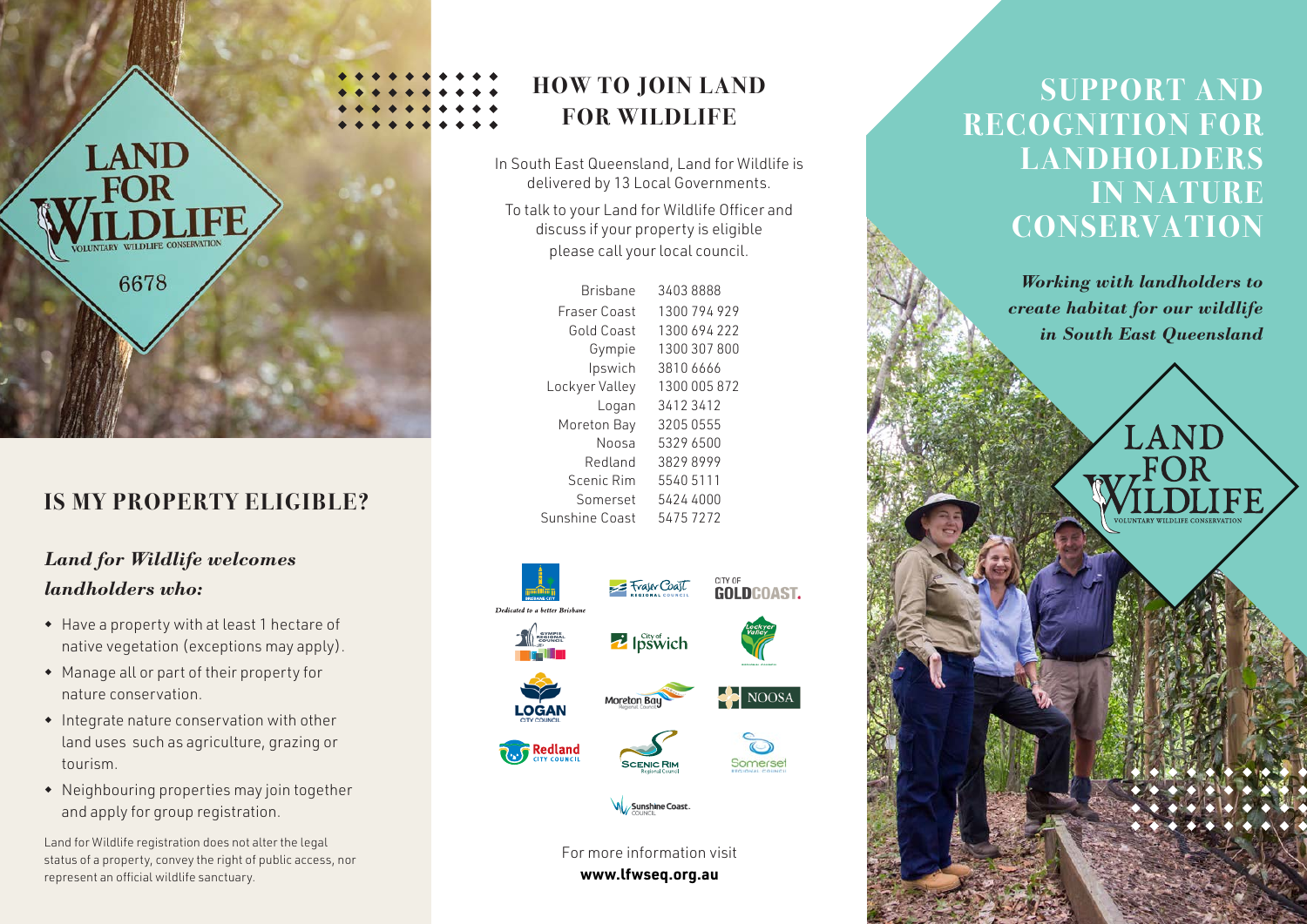# IS MY PROPERTY ELIGIBLE?

## *Land for Wildlife welcomes landholders who:*

- Have a property with at least 1 hectare of native vegetation (exceptions may apply).
- Manage all or part of their property for nature conservation.
- Integrate nature conservation with other land uses such as agriculture, grazing or tourism.
- Neighbouring properties may join together and apply for group registration.

Land for Wildlife registration does not alter the legal status of a property, convey the right of public access, nor represent an official wildlife sanctuary.

# HOW TO JOIN LAND FOR WILDLIFE

In South East Queensland, Land for Wildlife is delivered by 13 Local Governments.

To talk to your Land for Wildlife Officer and discuss if your property is eligible please call your local council.

| | |
|---|---|
| Brisbane | 3403 8888 |
| Fraser Coast | 1300 794 929 |
| Gold Coast | 1300 694 222 |
| Gympie | 1300 307 800 |
| Ipswich | 3810 6666 |
| Lockyer Valley | 1300 005 872 |
| Logan | 3412 3412 |
| Moreton Bay | 3205 0555 |
| Noosa | 5329 6500 |
| Redland | 3829 8999 |
| Scenic Rim | 5540 5111 |
| Somerset | 5424 4000 |
| Sunshine Coast | 5475 7272 |

For more information visit **www.lfwseq.org.au**

# SUPPORT AND RECOGNITION FOR LANDHOLDERS IN NATURE CONSERVATION

***Working with landholders to create habitat for our wildlife in South East Queensland***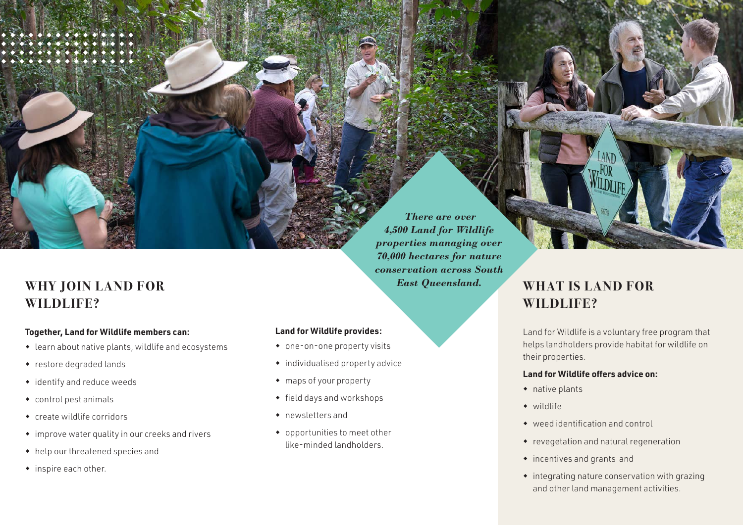*There are over 4,500 Land for Wildlife properties managing over 70,000 hectares for nature conservation across South East Queensland.*

## WHY JOIN LAND FOR WILDLIFE?

**Together, Land for Wildlife members can:**

- learn about native plants, wildlife and ecosystems
- restore degraded lands
- identify and reduce weeds
- control pest animals
- create wildlife corridors
- improve water quality in our creeks and rivers
- help our threatened species and
- inspire each other.

**Land for Wildlife provides:**

- one-on-one property visits
- individualised property advice
- maps of your property
- field days and workshops
- newsletters and
- opportunities to meet other like-minded landholders.

## WHAT IS LAND FOR WILDLIFE?

Land for Wildlife is a voluntary free program that helps landholders provide habitat for wildlife on their properties.

**Land for Wildlife offers advice on:**

- native plants
- wildlife
- weed identification and control
- revegetation and natural regeneration
- incentives and grants and
- integrating nature conservation with grazing and other land management activities.